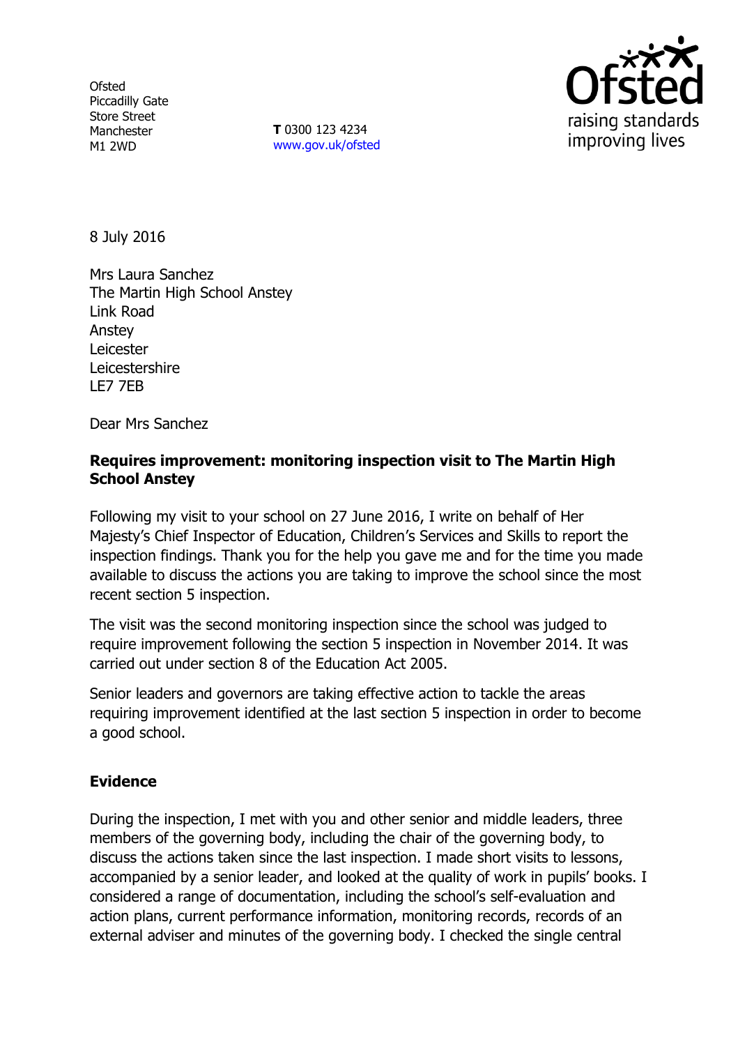Ofsted
Piccadilly Gate
Store Street
Manchester
M1 2WD

**T** 0300 123 4234
www.gov.uk/ofsted

8 July 2016

Mrs Laura Sanchez
The Martin High School Anstey
Link Road
Anstey
Leicester
Leicestershire
LE7 7EB

Dear Mrs Sanchez

**Requires improvement: monitoring inspection visit to The Martin High School Anstey**

Following my visit to your school on 27 June 2016, I write on behalf of Her Majesty's Chief Inspector of Education, Children's Services and Skills to report the inspection findings. Thank you for the help you gave me and for the time you made available to discuss the actions you are taking to improve the school since the most recent section 5 inspection.

The visit was the second monitoring inspection since the school was judged to require improvement following the section 5 inspection in November 2014. It was carried out under section 8 of the Education Act 2005.

Senior leaders and governors are taking effective action to tackle the areas requiring improvement identified at the last section 5 inspection in order to become a good school.

## Evidence

During the inspection, I met with you and other senior and middle leaders, three members of the governing body, including the chair of the governing body, to discuss the actions taken since the last inspection. I made short visits to lessons, accompanied by a senior leader, and looked at the quality of work in pupils' books. I considered a range of documentation, including the school's self-evaluation and action plans, current performance information, monitoring records, records of an external adviser and minutes of the governing body. I checked the single central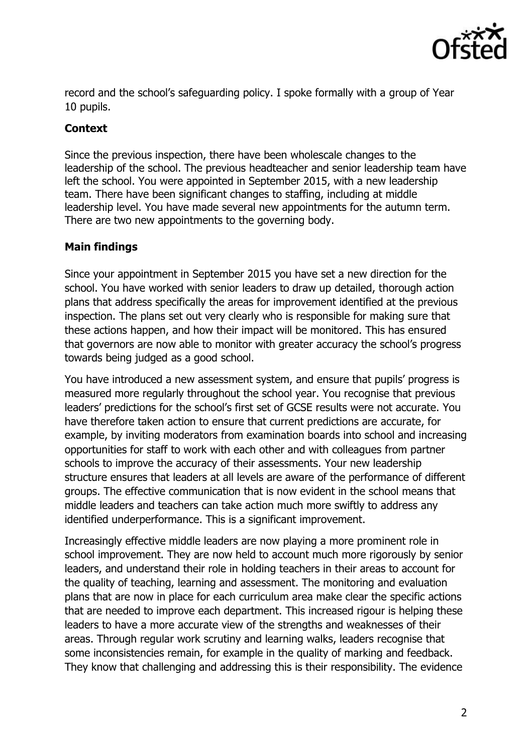record and the school's safeguarding policy. I spoke formally with a group of Year 10 pupils.

### Context

Since the previous inspection, there have been wholescale changes to the leadership of the school. The previous headteacher and senior leadership team have left the school. You were appointed in September 2015, with a new leadership team. There have been significant changes to staffing, including at middle leadership level. You have made several new appointments for the autumn term. There are two new appointments to the governing body.

### Main findings

Since your appointment in September 2015 you have set a new direction for the school. You have worked with senior leaders to draw up detailed, thorough action plans that address specifically the areas for improvement identified at the previous inspection. The plans set out very clearly who is responsible for making sure that these actions happen, and how their impact will be monitored. This has ensured that governors are now able to monitor with greater accuracy the school's progress towards being judged as a good school.

You have introduced a new assessment system, and ensure that pupils' progress is measured more regularly throughout the school year. You recognise that previous leaders' predictions for the school's first set of GCSE results were not accurate. You have therefore taken action to ensure that current predictions are accurate, for example, by inviting moderators from examination boards into school and increasing opportunities for staff to work with each other and with colleagues from partner schools to improve the accuracy of their assessments. Your new leadership structure ensures that leaders at all levels are aware of the performance of different groups. The effective communication that is now evident in the school means that middle leaders and teachers can take action much more swiftly to address any identified underperformance. This is a significant improvement.

Increasingly effective middle leaders are now playing a more prominent role in school improvement. They are now held to account much more rigorously by senior leaders, and understand their role in holding teachers in their areas to account for the quality of teaching, learning and assessment. The monitoring and evaluation plans that are now in place for each curriculum area make clear the specific actions that are needed to improve each department. This increased rigour is helping these leaders to have a more accurate view of the strengths and weaknesses of their areas. Through regular work scrutiny and learning walks, leaders recognise that some inconsistencies remain, for example in the quality of marking and feedback. They know that challenging and addressing this is their responsibility. The evidence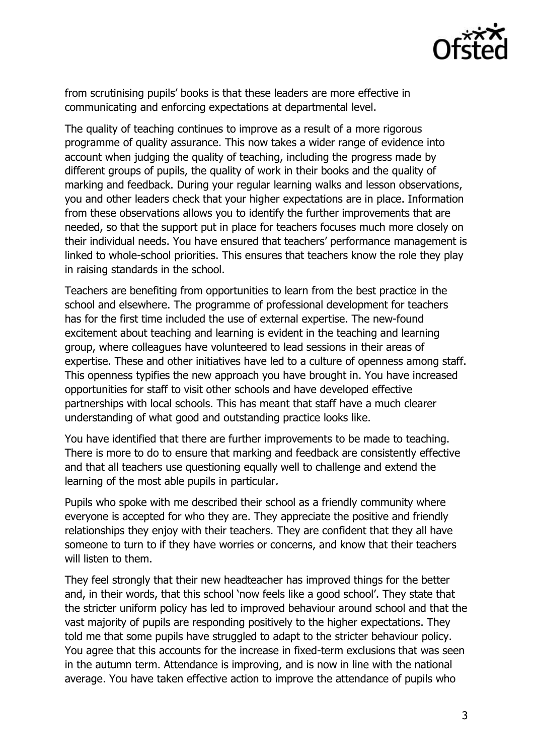from scrutinising pupils' books is that these leaders are more effective in communicating and enforcing expectations at departmental level.

The quality of teaching continues to improve as a result of a more rigorous programme of quality assurance. This now takes a wider range of evidence into account when judging the quality of teaching, including the progress made by different groups of pupils, the quality of work in their books and the quality of marking and feedback. During your regular learning walks and lesson observations, you and other leaders check that your higher expectations are in place. Information from these observations allows you to identify the further improvements that are needed, so that the support put in place for teachers focuses much more closely on their individual needs. You have ensured that teachers' performance management is linked to whole-school priorities. This ensures that teachers know the role they play in raising standards in the school.

Teachers are benefiting from opportunities to learn from the best practice in the school and elsewhere. The programme of professional development for teachers has for the first time included the use of external expertise. The new-found excitement about teaching and learning is evident in the teaching and learning group, where colleagues have volunteered to lead sessions in their areas of expertise. These and other initiatives have led to a culture of openness among staff. This openness typifies the new approach you have brought in. You have increased opportunities for staff to visit other schools and have developed effective partnerships with local schools. This has meant that staff have a much clearer understanding of what good and outstanding practice looks like.

You have identified that there are further improvements to be made to teaching. There is more to do to ensure that marking and feedback are consistently effective and that all teachers use questioning equally well to challenge and extend the learning of the most able pupils in particular.

Pupils who spoke with me described their school as a friendly community where everyone is accepted for who they are. They appreciate the positive and friendly relationships they enjoy with their teachers. They are confident that they all have someone to turn to if they have worries or concerns, and know that their teachers will listen to them.

They feel strongly that their new headteacher has improved things for the better and, in their words, that this school 'now feels like a good school'. They state that the stricter uniform policy has led to improved behaviour around school and that the vast majority of pupils are responding positively to the higher expectations. They told me that some pupils have struggled to adapt to the stricter behaviour policy. You agree that this accounts for the increase in fixed-term exclusions that was seen in the autumn term. Attendance is improving, and is now in line with the national average. You have taken effective action to improve the attendance of pupils who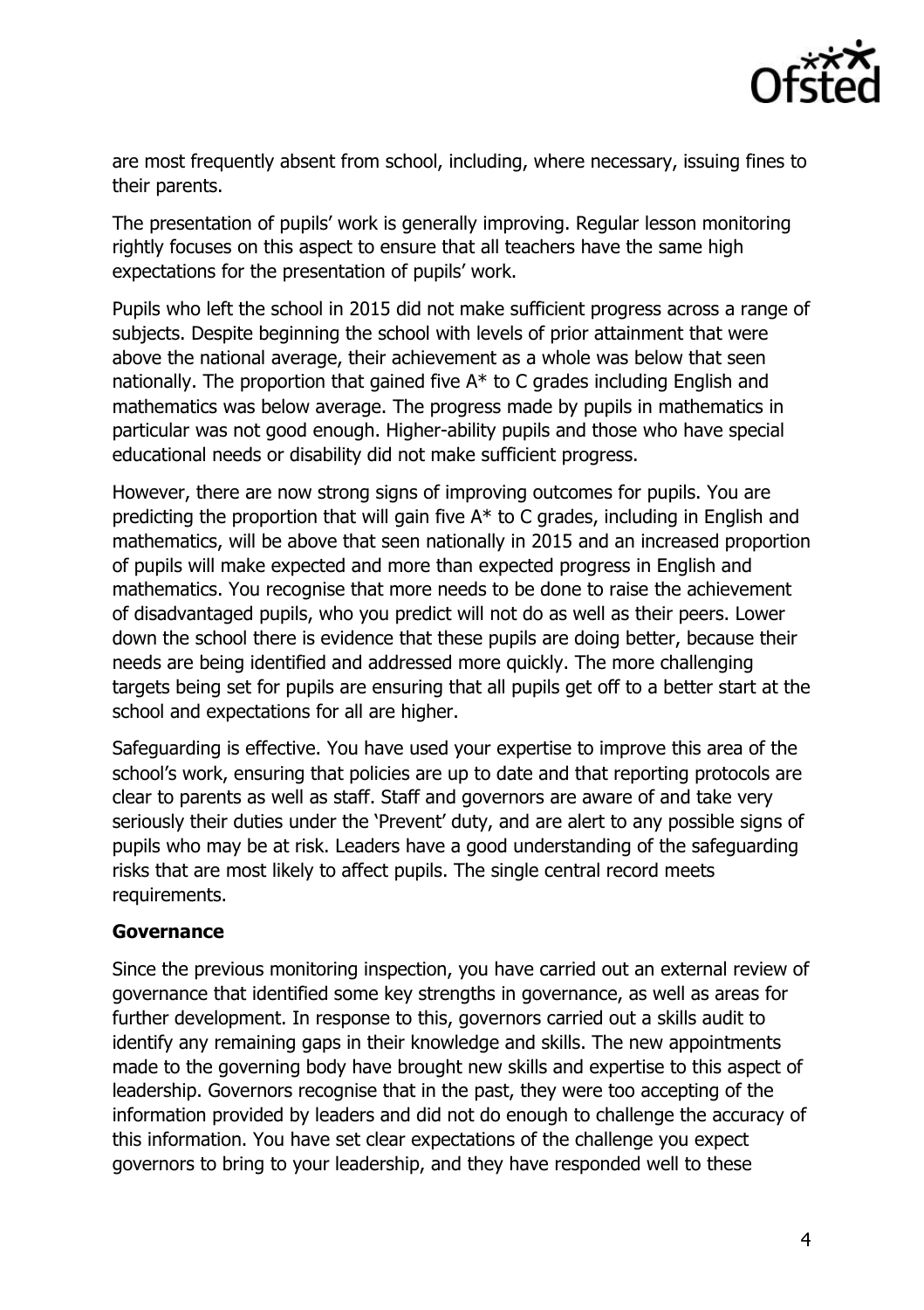are most frequently absent from school, including, where necessary, issuing fines to their parents.

The presentation of pupils' work is generally improving. Regular lesson monitoring rightly focuses on this aspect to ensure that all teachers have the same high expectations for the presentation of pupils' work.

Pupils who left the school in 2015 did not make sufficient progress across a range of subjects. Despite beginning the school with levels of prior attainment that were above the national average, their achievement as a whole was below that seen nationally. The proportion that gained five A* to C grades including English and mathematics was below average. The progress made by pupils in mathematics in particular was not good enough. Higher-ability pupils and those who have special educational needs or disability did not make sufficient progress.

However, there are now strong signs of improving outcomes for pupils. You are predicting the proportion that will gain five A* to C grades, including in English and mathematics, will be above that seen nationally in 2015 and an increased proportion of pupils will make expected and more than expected progress in English and mathematics. You recognise that more needs to be done to raise the achievement of disadvantaged pupils, who you predict will not do as well as their peers. Lower down the school there is evidence that these pupils are doing better, because their needs are being identified and addressed more quickly. The more challenging targets being set for pupils are ensuring that all pupils get off to a better start at the school and expectations for all are higher.

Safeguarding is effective. You have used your expertise to improve this area of the school's work, ensuring that policies are up to date and that reporting protocols are clear to parents as well as staff. Staff and governors are aware of and take very seriously their duties under the 'Prevent' duty, and are alert to any possible signs of pupils who may be at risk. Leaders have a good understanding of the safeguarding risks that are most likely to affect pupils. The single central record meets requirements.

**Governance**

Since the previous monitoring inspection, you have carried out an external review of governance that identified some key strengths in governance, as well as areas for further development. In response to this, governors carried out a skills audit to identify any remaining gaps in their knowledge and skills. The new appointments made to the governing body have brought new skills and expertise to this aspect of leadership. Governors recognise that in the past, they were too accepting of the information provided by leaders and did not do enough to challenge the accuracy of this information. You have set clear expectations of the challenge you expect governors to bring to your leadership, and they have responded well to these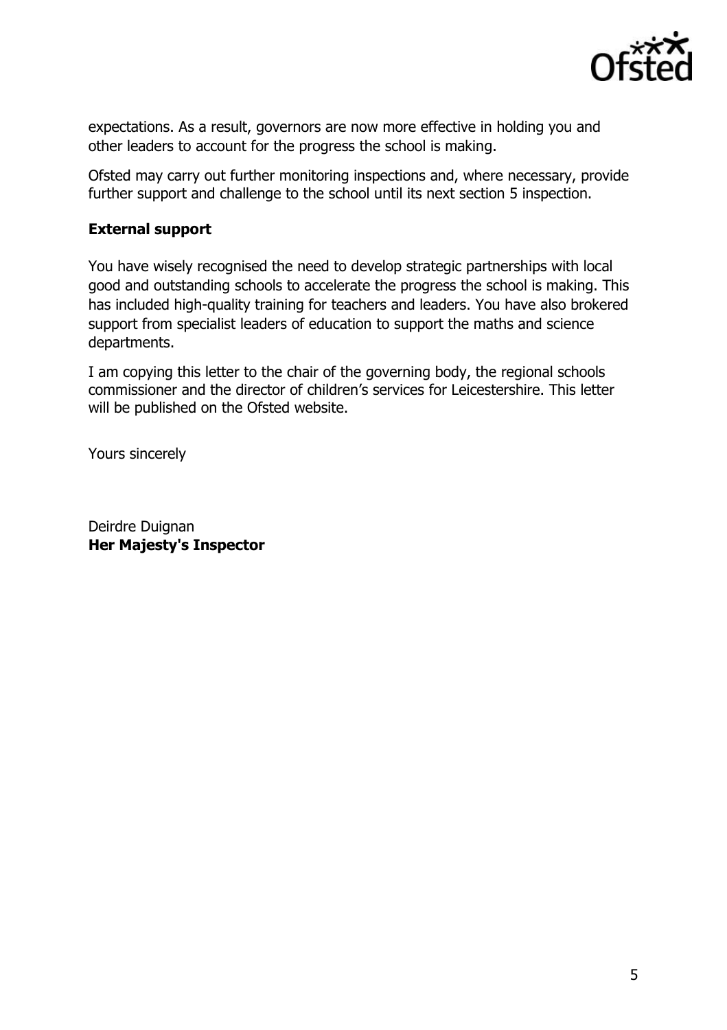expectations. As a result, governors are now more effective in holding you and other leaders to account for the progress the school is making.

Ofsted may carry out further monitoring inspections and, where necessary, provide further support and challenge to the school until its next section 5 inspection.

**External support**

You have wisely recognised the need to develop strategic partnerships with local good and outstanding schools to accelerate the progress the school is making. This has included high-quality training for teachers and leaders. You have also brokered support from specialist leaders of education to support the maths and science departments.

I am copying this letter to the chair of the governing body, the regional schools commissioner and the director of children's services for Leicestershire. This letter will be published on the Ofsted website.

Yours sincerely

Deirdre Duignan
**Her Majesty's Inspector**